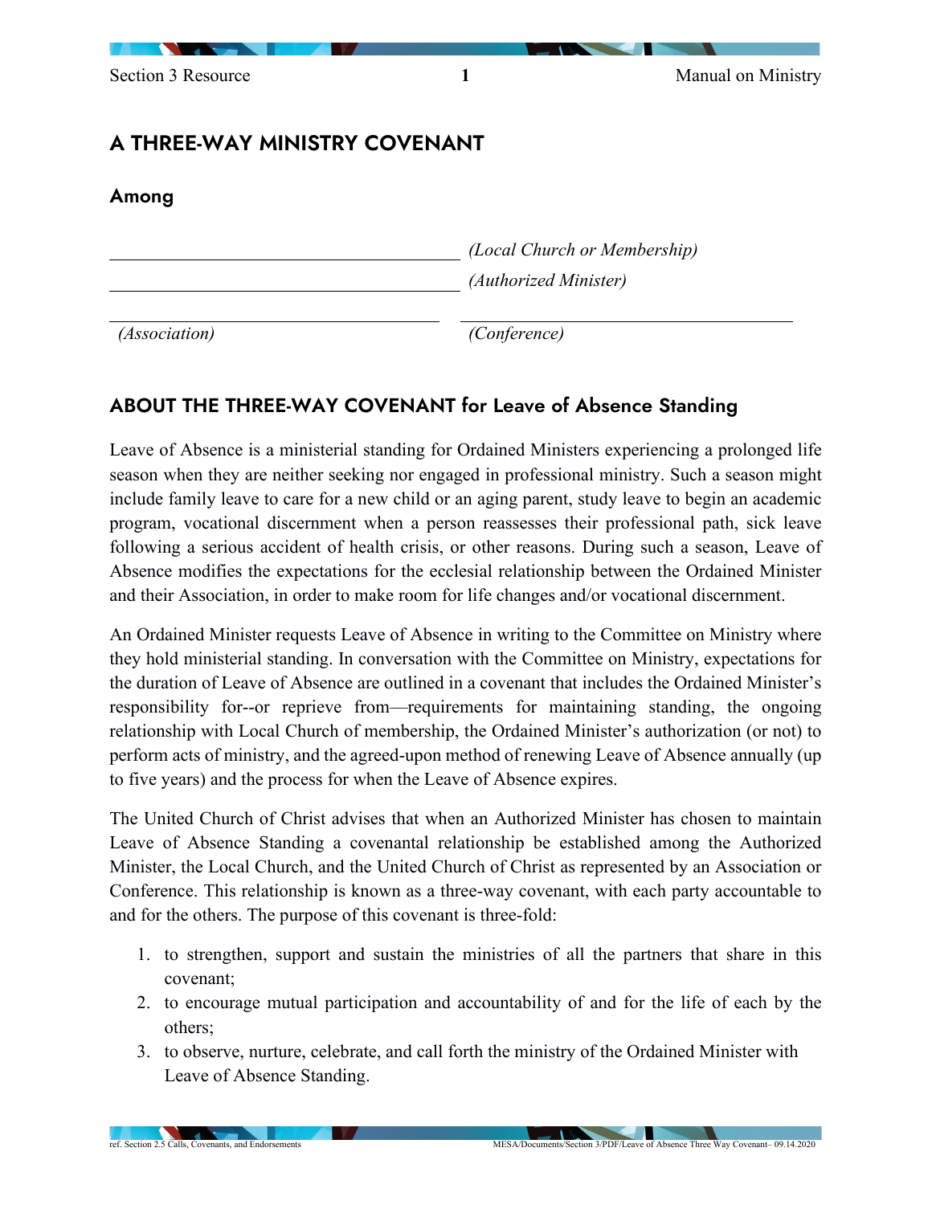## A THREE-WAY MINISTRY COVENANT

### Among

_______________________________ *(Local Church or Membership)*

_______________________________ *(Authorized Minister)*

_______________________________ *(Association)* _______________________________ *(Conference)*

## ABOUT THE THREE-WAY COVENANT for Leave of Absence Standing

Leave of Absence is a ministerial standing for Ordained Ministers experiencing a prolonged life season when they are neither seeking nor engaged in professional ministry. Such a season might include family leave to care for a new child or an aging parent, study leave to begin an academic program, vocational discernment when a person reassesses their professional path, sick leave following a serious accident of health crisis, or other reasons. During such a season, Leave of Absence modifies the expectations for the ecclesial relationship between the Ordained Minister and their Association, in order to make room for life changes and/or vocational discernment.

An Ordained Minister requests Leave of Absence in writing to the Committee on Ministry where they hold ministerial standing. In conversation with the Committee on Ministry, expectations for the duration of Leave of Absence are outlined in a covenant that includes the Ordained Minister's responsibility for--or reprieve from—requirements for maintaining standing, the ongoing relationship with Local Church of membership, the Ordained Minister's authorization (or not) to perform acts of ministry, and the agreed-upon method of renewing Leave of Absence annually (up to five years) and the process for when the Leave of Absence expires.

The United Church of Christ advises that when an Authorized Minister has chosen to maintain Leave of Absence Standing a covenantal relationship be established among the Authorized Minister, the Local Church, and the United Church of Christ as represented by an Association or Conference. This relationship is known as a three-way covenant, with each party accountable to and for the others. The purpose of this covenant is three-fold:

1. to strengthen, support and sustain the ministries of all the partners that share in this covenant;
2. to encourage mutual participation and accountability of and for the life of each by the others;
3. to observe, nurture, celebrate, and call forth the ministry of the Ordained Minister with Leave of Absence Standing.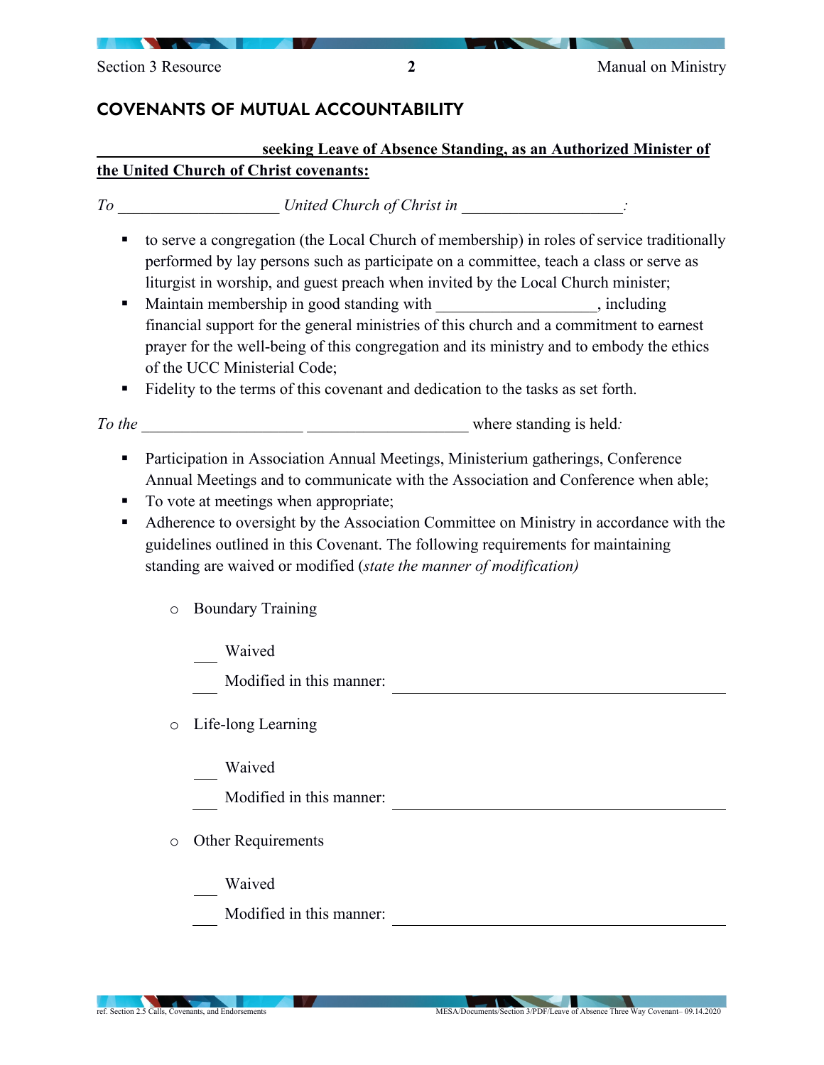## COVENANTS OF MUTUAL ACCOUNTABILITY

**____________________ seeking Leave of Absence Standing, as an Authorized Minister of the United Church of Christ covenants:**

*To* ____________________ *United Church of Christ in* ____________________*:*

- to serve a congregation (the Local Church of membership) in roles of service traditionally performed by lay persons such as participate on a committee, teach a class or serve as liturgist in worship, and guest preach when invited by the Local Church minister;
- Maintain membership in good standing with ____________________, including financial support for the general ministries of this church and a commitment to earnest prayer for the well-being of this congregation and its ministry and to embody the ethics of the UCC Ministerial Code;
- Fidelity to the terms of this covenant and dedication to the tasks as set forth.

*To the* ____________________ ____________________ where standing is held*:*

- Participation in Association Annual Meetings, Ministerium gatherings, Conference Annual Meetings and to communicate with the Association and Conference when able;
- To vote at meetings when appropriate;
- Adherence to oversight by the Association Committee on Ministry in accordance with the guidelines outlined in this Covenant. The following requirements for maintaining standing are waived or modified (*state the manner of modification)*
  - Boundary Training

    ___ Waived

    ___ Modified in this manner: ____________________

  - Life-long Learning

    ___ Waived

    ___ Modified in this manner: ____________________

  - Other Requirements

    ___ Waived

    ___ Modified in this manner: ____________________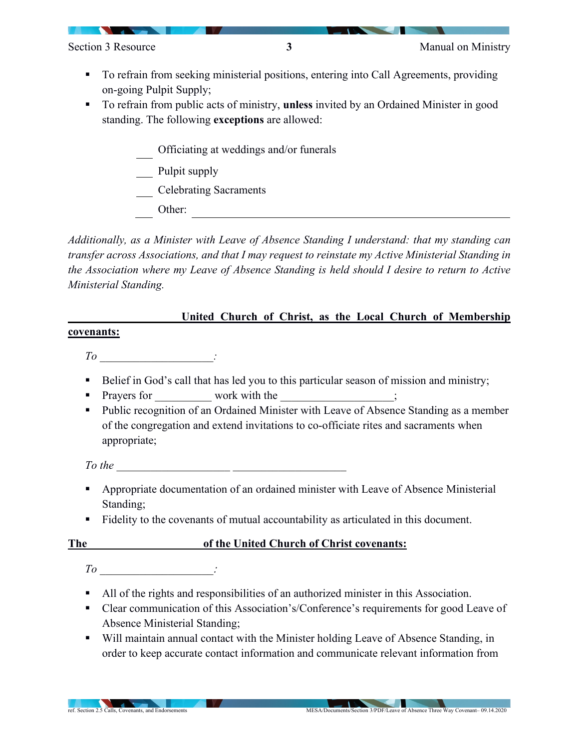- To refrain from seeking ministerial positions, entering into Call Agreements, providing on-going Pulpit Supply;
- To refrain from public acts of ministry, **unless** invited by an Ordained Minister in good standing. The following **exceptions** are allowed:

  ___ Officiating at weddings and/or funerals

  ___ Pulpit supply

  ___ Celebrating Sacraments

  ___ Other: ______________________________________________

*Additionally, as a Minister with Leave of Absence Standing I understand: that my standing can transfer across Associations, and that I may request to reinstate my Active Ministerial Standing in the Association where my Leave of Absence Standing is held should I desire to return to Active Ministerial Standing.*

**____________________ United Church of Christ, as the Local Church of Membership covenants:**

*To ____________________:*

- Belief in God's call that has led you to this particular season of mission and ministry;
- Prayers for __________ work with the ____________________;
- Public recognition of an Ordained Minister with Leave of Absence Standing as a member of the congregation and extend invitations to co-officiate rites and sacraments when appropriate;

*To the ____________________ ____________________*

- Appropriate documentation of an ordained minister with Leave of Absence Ministerial Standing;
- Fidelity to the covenants of mutual accountability as articulated in this document.

**The ____________________ of the United Church of Christ covenants:**

*To ____________________:*

- All of the rights and responsibilities of an authorized minister in this Association.
- Clear communication of this Association's/Conference's requirements for good Leave of Absence Ministerial Standing;
- Will maintain annual contact with the Minister holding Leave of Absence Standing, in order to keep accurate contact information and communicate relevant information from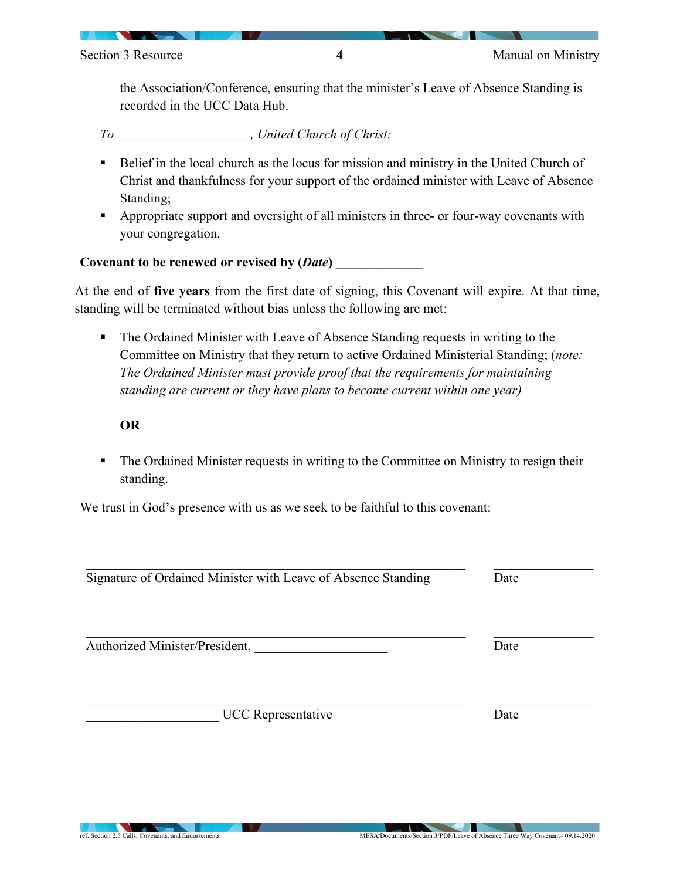the Association/Conference, ensuring that the minister's Leave of Absence Standing is recorded in the UCC Data Hub.

*To ____________________, United Church of Christ:*

- Belief in the local church as the locus for mission and ministry in the United Church of Christ and thankfulness for your support of the ordained minister with Leave of Absence Standing;
- Appropriate support and oversight of all ministers in three- or four-way covenants with your congregation.

**Covenant to be renewed or revised by (*Date*) _____________**

At the end of **five years** from the first date of signing, this Covenant will expire. At that time, standing will be terminated without bias unless the following are met:

- The Ordained Minister with Leave of Absence Standing requests in writing to the Committee on Ministry that they return to active Ordained Ministerial Standing; (*note: The Ordained Minister must provide proof that the requirements for maintaining standing are current or they have plans to become current within one year)*

  **OR**

- The Ordained Minister requests in writing to the Committee on Ministry to resign their standing.

We trust in God's presence with us as we seek to be faithful to this covenant:

_____________________________________________ _______________
Signature of Ordained Minister with Leave of Absence Standing Date

_____________________________________________ _______________
Authorized Minister/President, ____________________ Date

_____________________________________________ _______________
____________________ UCC Representative Date